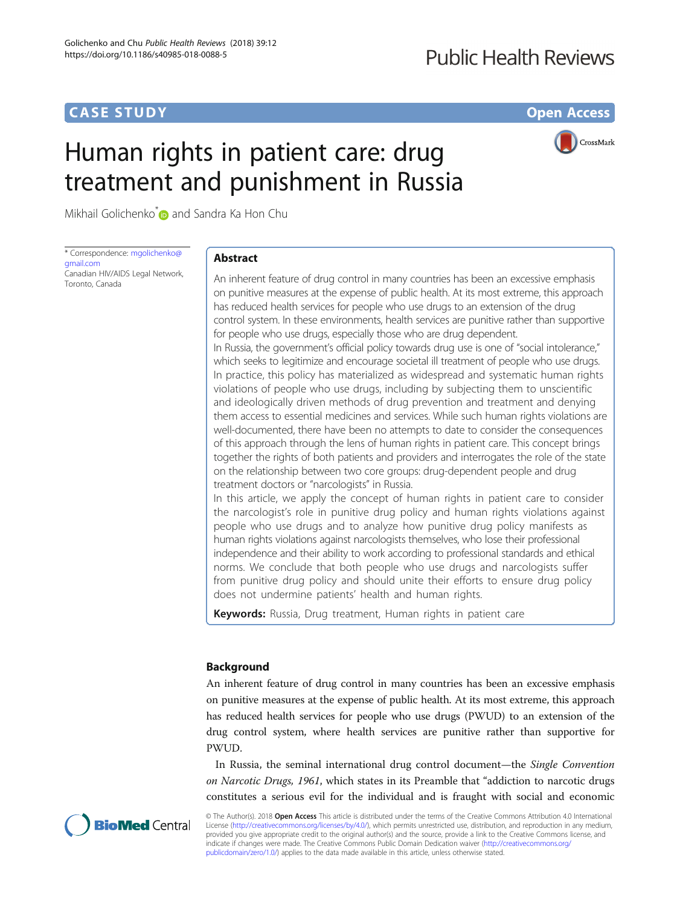# Human rights in patient care: drug treatment and punishment in Russia

Mikhail Golichenko* and Sandra Ka Hon Chu

* Correspondence: mgolichenko@gmail.com
Canadian HIV/AIDS Legal Network, Toronto, Canada

## Abstract

An inherent feature of drug control in many countries has been an excessive emphasis on punitive measures at the expense of public health. At its most extreme, this approach has reduced health services for people who use drugs to an extension of the drug control system. In these environments, health services are punitive rather than supportive for people who use drugs, especially those who are drug dependent.

In Russia, the government's official policy towards drug use is one of "social intolerance," which seeks to legitimize and encourage societal ill treatment of people who use drugs. In practice, this policy has materialized as widespread and systematic human rights violations of people who use drugs, including by subjecting them to unscientific and ideologically driven methods of drug prevention and treatment and denying them access to essential medicines and services. While such human rights violations are well-documented, there have been no attempts to date to consider the consequences of this approach through the lens of human rights in patient care. This concept brings together the rights of both patients and providers and interrogates the role of the state on the relationship between two core groups: drug-dependent people and drug treatment doctors or "narcologists" in Russia.

In this article, we apply the concept of human rights in patient care to consider the narcologist's role in punitive drug policy and human rights violations against people who use drugs and to analyze how punitive drug policy manifests as human rights violations against narcologists themselves, who lose their professional independence and their ability to work according to professional standards and ethical norms. We conclude that both people who use drugs and narcologists suffer from punitive drug policy and should unite their efforts to ensure drug policy does not undermine patients' health and human rights.

**Keywords:** Russia, Drug treatment, Human rights in patient care

## Background

An inherent feature of drug control in many countries has been an excessive emphasis on punitive measures at the expense of public health. At its most extreme, this approach has reduced health services for people who use drugs (PWUD) to an extension of the drug control system, where health services are punitive rather than supportive for PWUD.

In Russia, the seminal international drug control document—the *Single Convention on Narcotic Drugs, 1961*, which states in its Preamble that "addiction to narcotic drugs constitutes a serious evil for the individual and is fraught with social and economic

© The Author(s). 2018 **Open Access** This article is distributed under the terms of the Creative Commons Attribution 4.0 International License (http://creativecommons.org/licenses/by/4.0/), which permits unrestricted use, distribution, and reproduction in any medium, provided you give appropriate credit to the original author(s) and the source, provide a link to the Creative Commons license, and indicate if changes were made. The Creative Commons Public Domain Dedication waiver (http://creativecommons.org/publicdomain/zero/1.0/) applies to the data made available in this article, unless otherwise stated.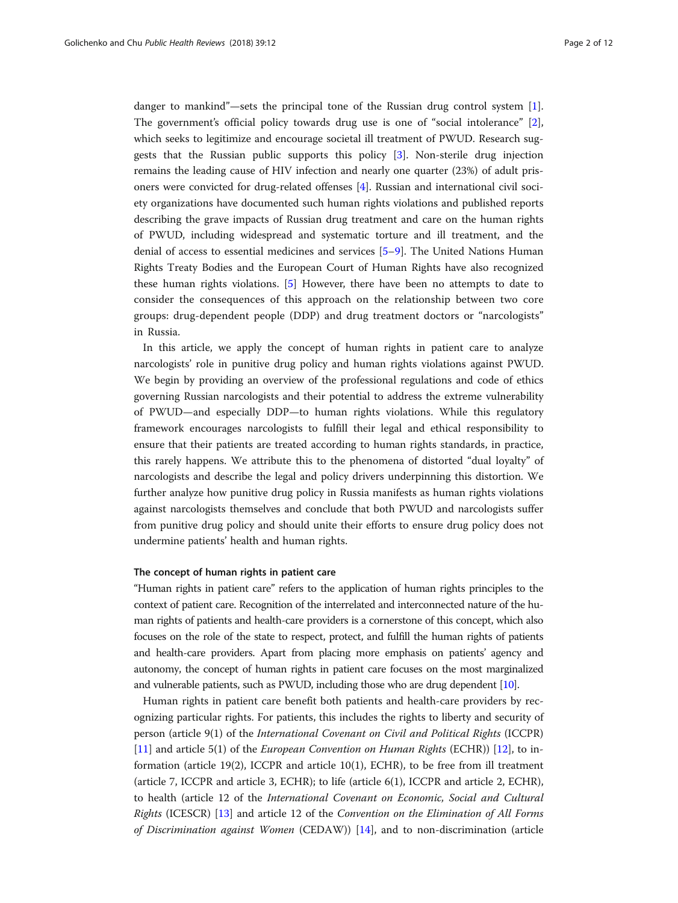danger to mankind"—sets the principal tone of the Russian drug control system [1]. The government's official policy towards drug use is one of "social intolerance" [2], which seeks to legitimize and encourage societal ill treatment of PWUD. Research suggests that the Russian public supports this policy [3]. Non-sterile drug injection remains the leading cause of HIV infection and nearly one quarter (23%) of adult prisoners were convicted for drug-related offenses [4]. Russian and international civil society organizations have documented such human rights violations and published reports describing the grave impacts of Russian drug treatment and care on the human rights of PWUD, including widespread and systematic torture and ill treatment, and the denial of access to essential medicines and services [5–9]. The United Nations Human Rights Treaty Bodies and the European Court of Human Rights have also recognized these human rights violations. [5] However, there have been no attempts to date to consider the consequences of this approach on the relationship between two core groups: drug-dependent people (DDP) and drug treatment doctors or "narcologists" in Russia.

In this article, we apply the concept of human rights in patient care to analyze narcologists' role in punitive drug policy and human rights violations against PWUD. We begin by providing an overview of the professional regulations and code of ethics governing Russian narcologists and their potential to address the extreme vulnerability of PWUD—and especially DDP—to human rights violations. While this regulatory framework encourages narcologists to fulfill their legal and ethical responsibility to ensure that their patients are treated according to human rights standards, in practice, this rarely happens. We attribute this to the phenomena of distorted "dual loyalty" of narcologists and describe the legal and policy drivers underpinning this distortion. We further analyze how punitive drug policy in Russia manifests as human rights violations against narcologists themselves and conclude that both PWUD and narcologists suffer from punitive drug policy and should unite their efforts to ensure drug policy does not undermine patients' health and human rights.

### The concept of human rights in patient care

"Human rights in patient care" refers to the application of human rights principles to the context of patient care. Recognition of the interrelated and interconnected nature of the human rights of patients and health-care providers is a cornerstone of this concept, which also focuses on the role of the state to respect, protect, and fulfill the human rights of patients and health-care providers. Apart from placing more emphasis on patients' agency and autonomy, the concept of human rights in patient care focuses on the most marginalized and vulnerable patients, such as PWUD, including those who are drug dependent [10].

Human rights in patient care benefit both patients and health-care providers by recognizing particular rights. For patients, this includes the rights to liberty and security of person (article 9(1) of the *International Covenant on Civil and Political Rights* (ICCPR) [11] and article 5(1) of the *European Convention on Human Rights* (ECHR)) [12], to information (article 19(2), ICCPR and article 10(1), ECHR), to be free from ill treatment (article 7, ICCPR and article 3, ECHR); to life (article 6(1), ICCPR and article 2, ECHR), to health (article 12 of the *International Covenant on Economic, Social and Cultural Rights* (ICESCR) [13] and article 12 of the *Convention on the Elimination of All Forms of Discrimination against Women* (CEDAW)) [14], and to non-discrimination (article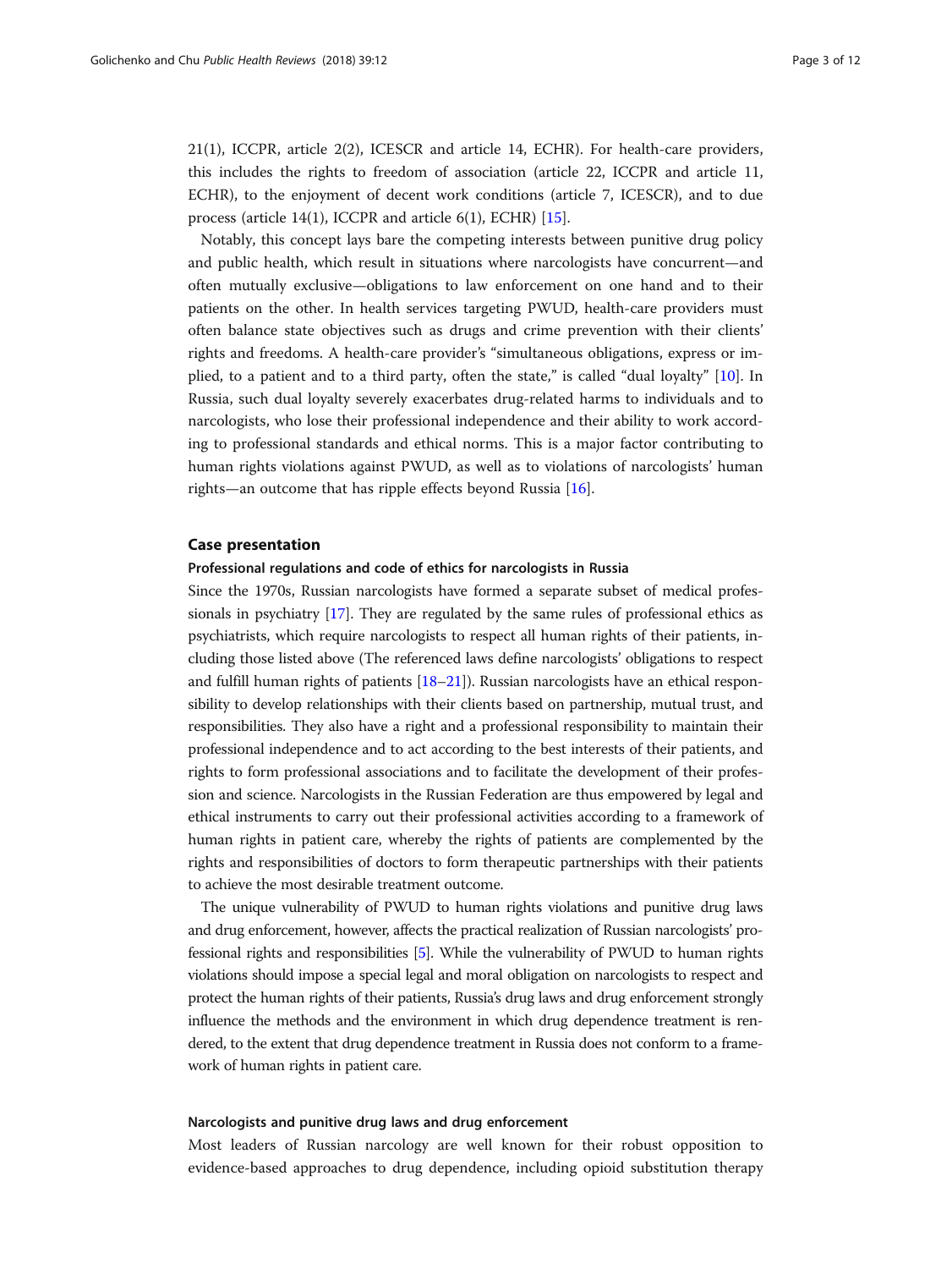21(1), ICCPR, article 2(2), ICESCR and article 14, ECHR). For health-care providers, this includes the rights to freedom of association (article 22, ICCPR and article 11, ECHR), to the enjoyment of decent work conditions (article 7, ICESCR), and to due process (article 14(1), ICCPR and article 6(1), ECHR) [15].

Notably, this concept lays bare the competing interests between punitive drug policy and public health, which result in situations where narcologists have concurrent—and often mutually exclusive—obligations to law enforcement on one hand and to their patients on the other. In health services targeting PWUD, health-care providers must often balance state objectives such as drugs and crime prevention with their clients' rights and freedoms. A health-care provider's "simultaneous obligations, express or implied, to a patient and to a third party, often the state," is called "dual loyalty" [10]. In Russia, such dual loyalty severely exacerbates drug-related harms to individuals and to narcologists, who lose their professional independence and their ability to work according to professional standards and ethical norms. This is a major factor contributing to human rights violations against PWUD, as well as to violations of narcologists' human rights—an outcome that has ripple effects beyond Russia [16].

## Case presentation

### Professional regulations and code of ethics for narcologists in Russia

Since the 1970s, Russian narcologists have formed a separate subset of medical professionals in psychiatry [17]. They are regulated by the same rules of professional ethics as psychiatrists, which require narcologists to respect all human rights of their patients, including those listed above (The referenced laws define narcologists' obligations to respect and fulfill human rights of patients [18–21]). Russian narcologists have an ethical responsibility to develop relationships with their clients based on partnership, mutual trust, and responsibilities. They also have a right and a professional responsibility to maintain their professional independence and to act according to the best interests of their patients, and rights to form professional associations and to facilitate the development of their profession and science. Narcologists in the Russian Federation are thus empowered by legal and ethical instruments to carry out their professional activities according to a framework of human rights in patient care, whereby the rights of patients are complemented by the rights and responsibilities of doctors to form therapeutic partnerships with their patients to achieve the most desirable treatment outcome.

The unique vulnerability of PWUD to human rights violations and punitive drug laws and drug enforcement, however, affects the practical realization of Russian narcologists' professional rights and responsibilities [5]. While the vulnerability of PWUD to human rights violations should impose a special legal and moral obligation on narcologists to respect and protect the human rights of their patients, Russia's drug laws and drug enforcement strongly influence the methods and the environment in which drug dependence treatment is rendered, to the extent that drug dependence treatment in Russia does not conform to a framework of human rights in patient care.

### Narcologists and punitive drug laws and drug enforcement

Most leaders of Russian narcology are well known for their robust opposition to evidence-based approaches to drug dependence, including opioid substitution therapy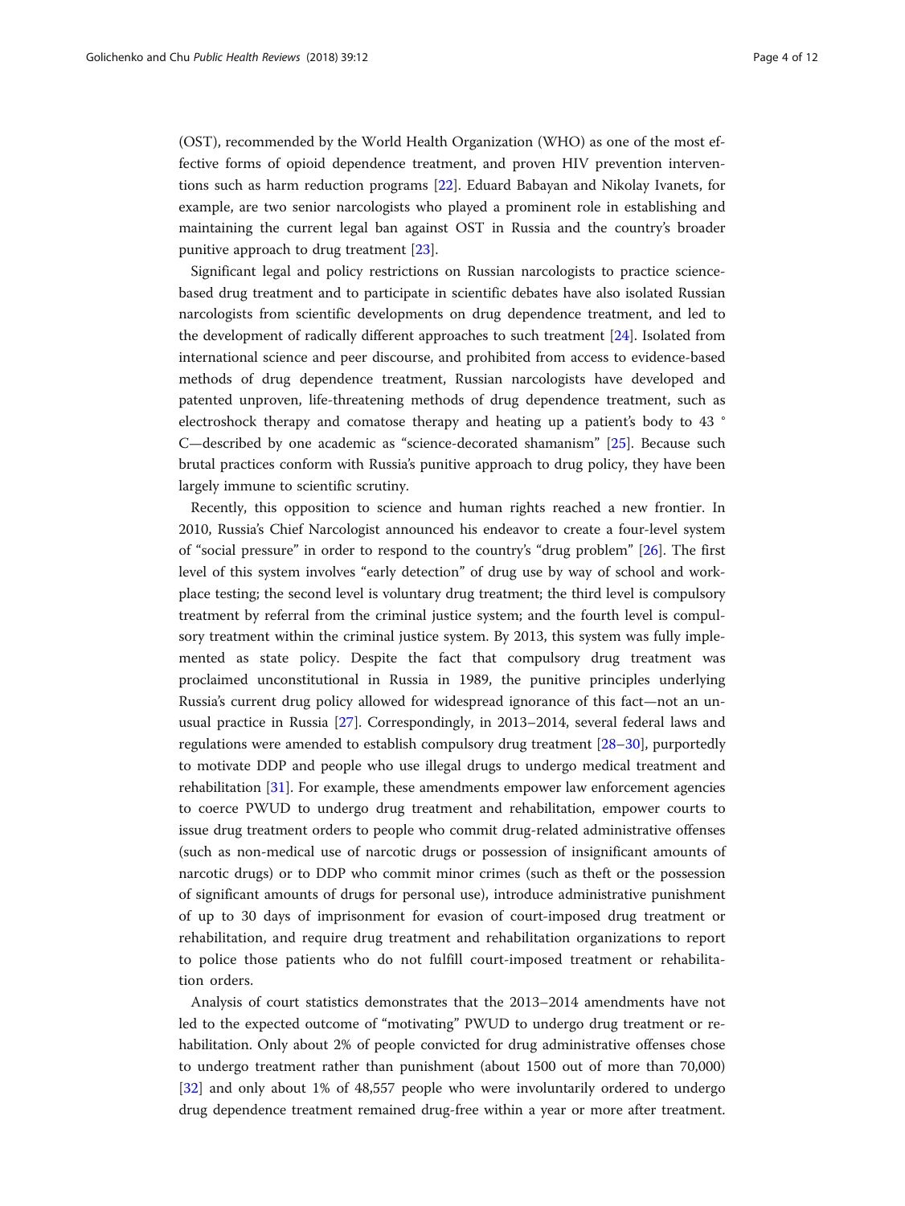(OST), recommended by the World Health Organization (WHO) as one of the most effective forms of opioid dependence treatment, and proven HIV prevention interventions such as harm reduction programs [22]. Eduard Babayan and Nikolay Ivanets, for example, are two senior narcologists who played a prominent role in establishing and maintaining the current legal ban against OST in Russia and the country's broader punitive approach to drug treatment [23].

Significant legal and policy restrictions on Russian narcologists to practice science-based drug treatment and to participate in scientific debates have also isolated Russian narcologists from scientific developments on drug dependence treatment, and led to the development of radically different approaches to such treatment [24]. Isolated from international science and peer discourse, and prohibited from access to evidence-based methods of drug dependence treatment, Russian narcologists have developed and patented unproven, life-threatening methods of drug dependence treatment, such as electroshock therapy and comatose therapy and heating up a patient's body to 43 °C—described by one academic as "science-decorated shamanism" [25]. Because such brutal practices conform with Russia's punitive approach to drug policy, they have been largely immune to scientific scrutiny.

Recently, this opposition to science and human rights reached a new frontier. In 2010, Russia's Chief Narcologist announced his endeavor to create a four-level system of "social pressure" in order to respond to the country's "drug problem" [26]. The first level of this system involves "early detection" of drug use by way of school and workplace testing; the second level is voluntary drug treatment; the third level is compulsory treatment by referral from the criminal justice system; and the fourth level is compulsory treatment within the criminal justice system. By 2013, this system was fully implemented as state policy. Despite the fact that compulsory drug treatment was proclaimed unconstitutional in Russia in 1989, the punitive principles underlying Russia's current drug policy allowed for widespread ignorance of this fact—not an unusual practice in Russia [27]. Correspondingly, in 2013–2014, several federal laws and regulations were amended to establish compulsory drug treatment [28–30], purportedly to motivate DDP and people who use illegal drugs to undergo medical treatment and rehabilitation [31]. For example, these amendments empower law enforcement agencies to coerce PWUD to undergo drug treatment and rehabilitation, empower courts to issue drug treatment orders to people who commit drug-related administrative offenses (such as non-medical use of narcotic drugs or possession of insignificant amounts of narcotic drugs) or to DDP who commit minor crimes (such as theft or the possession of significant amounts of drugs for personal use), introduce administrative punishment of up to 30 days of imprisonment for evasion of court-imposed drug treatment or rehabilitation, and require drug treatment and rehabilitation organizations to report to police those patients who do not fulfill court-imposed treatment or rehabilitation orders.

Analysis of court statistics demonstrates that the 2013–2014 amendments have not led to the expected outcome of "motivating" PWUD to undergo drug treatment or rehabilitation. Only about 2% of people convicted for drug administrative offenses chose to undergo treatment rather than punishment (about 1500 out of more than 70,000) [32] and only about 1% of 48,557 people who were involuntarily ordered to undergo drug dependence treatment remained drug-free within a year or more after treatment.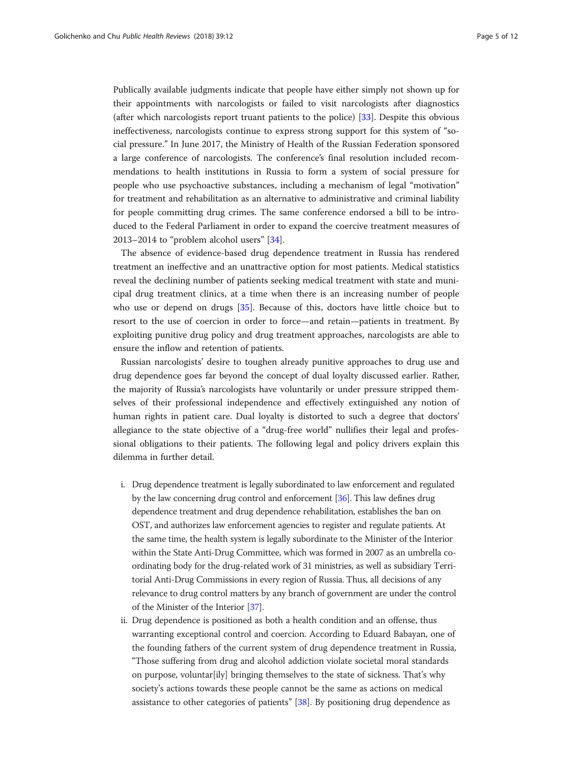Publically available judgments indicate that people have either simply not shown up for their appointments with narcologists or failed to visit narcologists after diagnostics (after which narcologists report truant patients to the police) [33]. Despite this obvious ineffectiveness, narcologists continue to express strong support for this system of "social pressure." In June 2017, the Ministry of Health of the Russian Federation sponsored a large conference of narcologists. The conference's final resolution included recommendations to health institutions in Russia to form a system of social pressure for people who use psychoactive substances, including a mechanism of legal "motivation" for treatment and rehabilitation as an alternative to administrative and criminal liability for people committing drug crimes. The same conference endorsed a bill to be introduced to the Federal Parliament in order to expand the coercive treatment measures of 2013–2014 to "problem alcohol users" [34].

The absence of evidence-based drug dependence treatment in Russia has rendered treatment an ineffective and an unattractive option for most patients. Medical statistics reveal the declining number of patients seeking medical treatment with state and municipal drug treatment clinics, at a time when there is an increasing number of people who use or depend on drugs [35]. Because of this, doctors have little choice but to resort to the use of coercion in order to force—and retain—patients in treatment. By exploiting punitive drug policy and drug treatment approaches, narcologists are able to ensure the inflow and retention of patients.

Russian narcologists' desire to toughen already punitive approaches to drug use and drug dependence goes far beyond the concept of dual loyalty discussed earlier. Rather, the majority of Russia's narcologists have voluntarily or under pressure stripped themselves of their professional independence and effectively extinguished any notion of human rights in patient care. Dual loyalty is distorted to such a degree that doctors' allegiance to the state objective of a "drug-free world" nullifies their legal and professional obligations to their patients. The following legal and policy drivers explain this dilemma in further detail.

i. Drug dependence treatment is legally subordinated to law enforcement and regulated by the law concerning drug control and enforcement [36]. This law defines drug dependence treatment and drug dependence rehabilitation, establishes the ban on OST, and authorizes law enforcement agencies to register and regulate patients. At the same time, the health system is legally subordinate to the Minister of the Interior within the State Anti-Drug Committee, which was formed in 2007 as an umbrella coordinating body for the drug-related work of 31 ministries, as well as subsidiary Territorial Anti-Drug Commissions in every region of Russia. Thus, all decisions of any relevance to drug control matters by any branch of government are under the control of the Minister of the Interior [37].
ii. Drug dependence is positioned as both a health condition and an offense, thus warranting exceptional control and coercion. According to Eduard Babayan, one of the founding fathers of the current system of drug dependence treatment in Russia, "Those suffering from drug and alcohol addiction violate societal moral standards on purpose, voluntar[ily] bringing themselves to the state of sickness. That's why society's actions towards these people cannot be the same as actions on medical assistance to other categories of patients" [38]. By positioning drug dependence as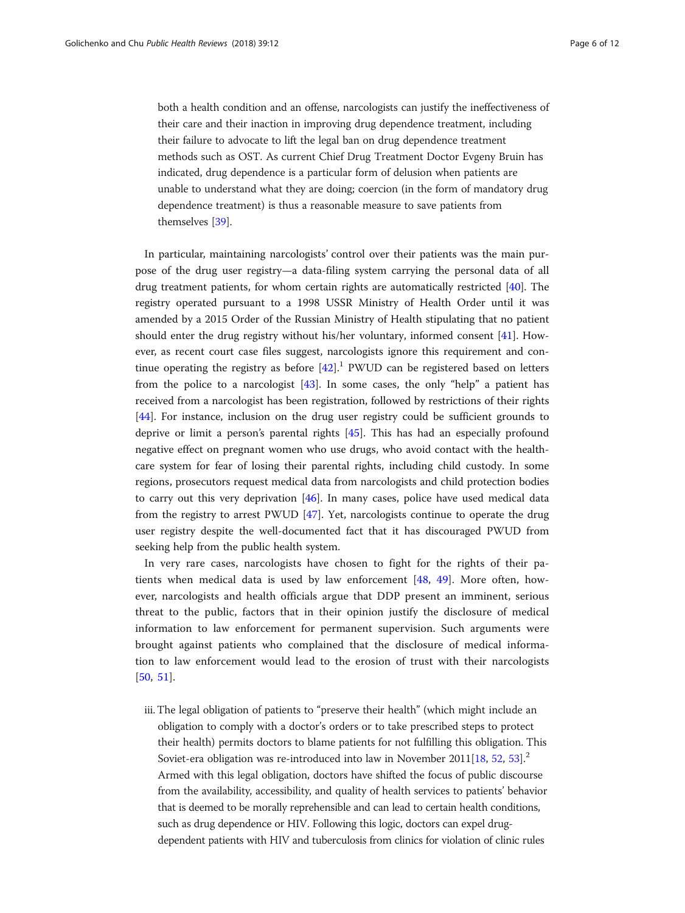both a health condition and an offense, narcologists can justify the ineffectiveness of their care and their inaction in improving drug dependence treatment, including their failure to advocate to lift the legal ban on drug dependence treatment methods such as OST. As current Chief Drug Treatment Doctor Evgeny Bruin has indicated, drug dependence is a particular form of delusion when patients are unable to understand what they are doing; coercion (in the form of mandatory drug dependence treatment) is thus a reasonable measure to save patients from themselves [39].

In particular, maintaining narcologists' control over their patients was the main purpose of the drug user registry—a data-filing system carrying the personal data of all drug treatment patients, for whom certain rights are automatically restricted [40]. The registry operated pursuant to a 1998 USSR Ministry of Health Order until it was amended by a 2015 Order of the Russian Ministry of Health stipulating that no patient should enter the drug registry without his/her voluntary, informed consent [41]. However, as recent court case files suggest, narcologists ignore this requirement and continue operating the registry as before [42].[1] PWUD can be registered based on letters from the police to a narcologist [43]. In some cases, the only "help" a patient has received from a narcologist has been registration, followed by restrictions of their rights [44]. For instance, inclusion on the drug user registry could be sufficient grounds to deprive or limit a person's parental rights [45]. This has had an especially profound negative effect on pregnant women who use drugs, who avoid contact with the healthcare system for fear of losing their parental rights, including child custody. In some regions, prosecutors request medical data from narcologists and child protection bodies to carry out this very deprivation [46]. In many cases, police have used medical data from the registry to arrest PWUD [47]. Yet, narcologists continue to operate the drug user registry despite the well-documented fact that it has discouraged PWUD from seeking help from the public health system.

In very rare cases, narcologists have chosen to fight for the rights of their patients when medical data is used by law enforcement [48, 49]. More often, however, narcologists and health officials argue that DDP present an imminent, serious threat to the public, factors that in their opinion justify the disclosure of medical information to law enforcement for permanent supervision. Such arguments were brought against patients who complained that the disclosure of medical information to law enforcement would lead to the erosion of trust with their narcologists [50, 51].

iii. The legal obligation of patients to "preserve their health" (which might include an obligation to comply with a doctor's orders or to take prescribed steps to protect their health) permits doctors to blame patients for not fulfilling this obligation. This Soviet-era obligation was re-introduced into law in November 2011[18, 52, 53].[2] Armed with this legal obligation, doctors have shifted the focus of public discourse from the availability, accessibility, and quality of health services to patients' behavior that is deemed to be morally reprehensible and can lead to certain health conditions, such as drug dependence or HIV. Following this logic, doctors can expel drug-dependent patients with HIV and tuberculosis from clinics for violation of clinic rules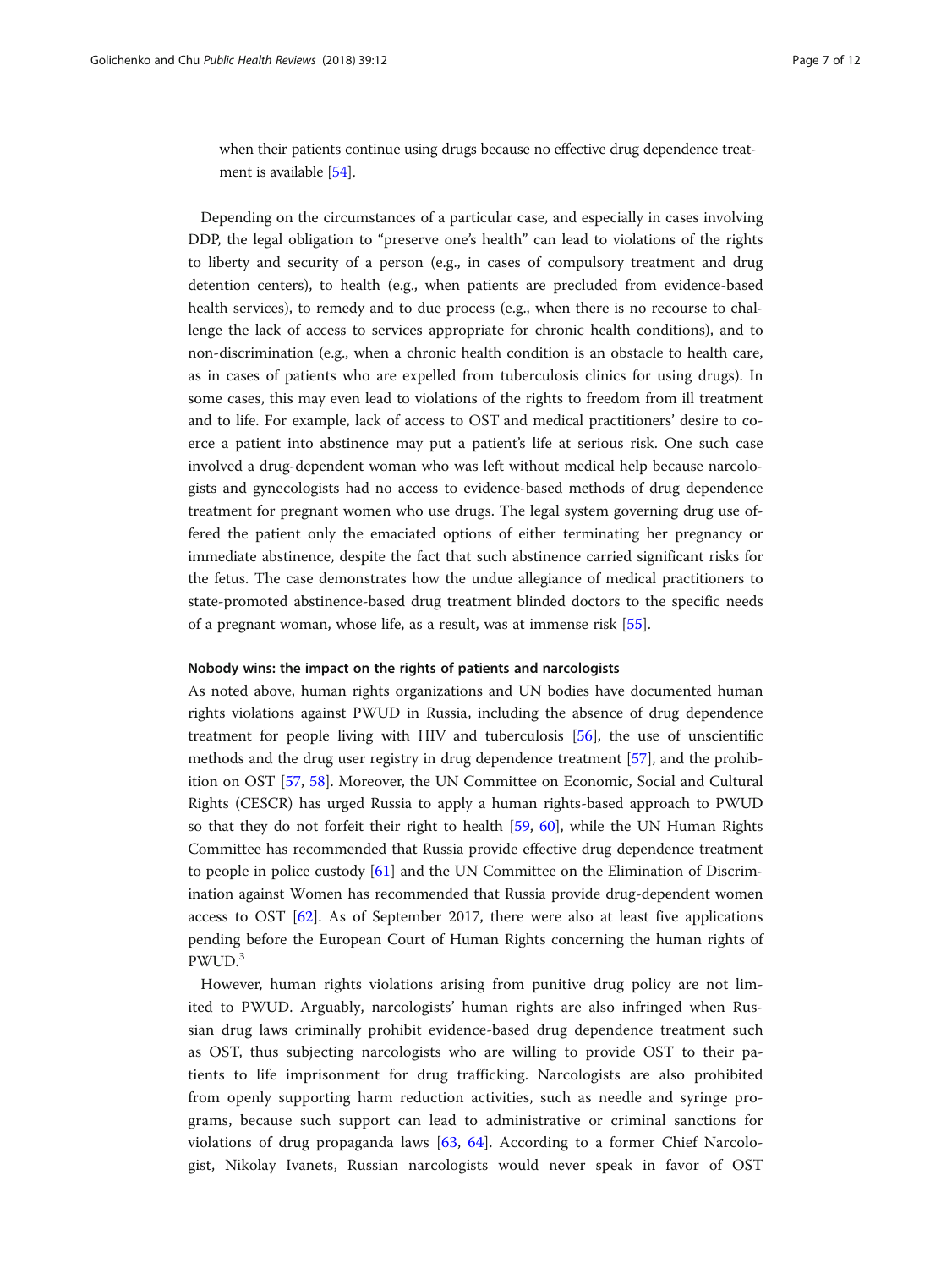when their patients continue using drugs because no effective drug dependence treatment is available [54].

Depending on the circumstances of a particular case, and especially in cases involving DDP, the legal obligation to "preserve one's health" can lead to violations of the rights to liberty and security of a person (e.g., in cases of compulsory treatment and drug detention centers), to health (e.g., when patients are precluded from evidence-based health services), to remedy and to due process (e.g., when there is no recourse to challenge the lack of access to services appropriate for chronic health conditions), and to non-discrimination (e.g., when a chronic health condition is an obstacle to health care, as in cases of patients who are expelled from tuberculosis clinics for using drugs). In some cases, this may even lead to violations of the rights to freedom from ill treatment and to life. For example, lack of access to OST and medical practitioners' desire to coerce a patient into abstinence may put a patient's life at serious risk. One such case involved a drug-dependent woman who was left without medical help because narcologists and gynecologists had no access to evidence-based methods of drug dependence treatment for pregnant women who use drugs. The legal system governing drug use offered the patient only the emaciated options of either terminating her pregnancy or immediate abstinence, despite the fact that such abstinence carried significant risks for the fetus. The case demonstrates how the undue allegiance of medical practitioners to state-promoted abstinence-based drug treatment blinded doctors to the specific needs of a pregnant woman, whose life, as a result, was at immense risk [55].

### Nobody wins: the impact on the rights of patients and narcologists

As noted above, human rights organizations and UN bodies have documented human rights violations against PWUD in Russia, including the absence of drug dependence treatment for people living with HIV and tuberculosis [56], the use of unscientific methods and the drug user registry in drug dependence treatment [57], and the prohibition on OST [57, 58]. Moreover, the UN Committee on Economic, Social and Cultural Rights (CESCR) has urged Russia to apply a human rights-based approach to PWUD so that they do not forfeit their right to health [59, 60], while the UN Human Rights Committee has recommended that Russia provide effective drug dependence treatment to people in police custody [61] and the UN Committee on the Elimination of Discrimination against Women has recommended that Russia provide drug-dependent women access to OST [62]. As of September 2017, there were also at least five applications pending before the European Court of Human Rights concerning the human rights of PWUD.[3]

However, human rights violations arising from punitive drug policy are not limited to PWUD. Arguably, narcologists' human rights are also infringed when Russian drug laws criminally prohibit evidence-based drug dependence treatment such as OST, thus subjecting narcologists who are willing to provide OST to their patients to life imprisonment for drug trafficking. Narcologists are also prohibited from openly supporting harm reduction activities, such as needle and syringe programs, because such support can lead to administrative or criminal sanctions for violations of drug propaganda laws [63, 64]. According to a former Chief Narcologist, Nikolay Ivanets, Russian narcologists would never speak in favor of OST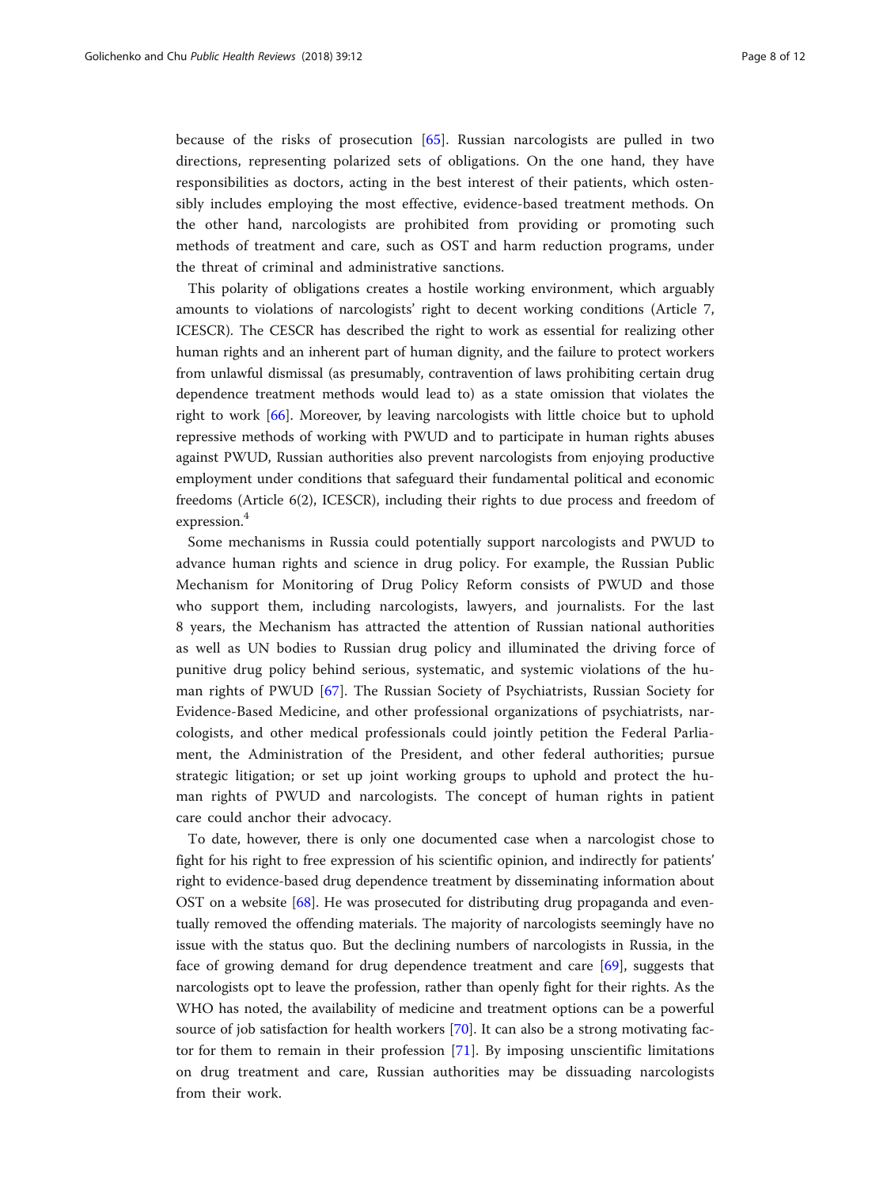because of the risks of prosecution [65]. Russian narcologists are pulled in two directions, representing polarized sets of obligations. On the one hand, they have responsibilities as doctors, acting in the best interest of their patients, which ostensibly includes employing the most effective, evidence-based treatment methods. On the other hand, narcologists are prohibited from providing or promoting such methods of treatment and care, such as OST and harm reduction programs, under the threat of criminal and administrative sanctions.

This polarity of obligations creates a hostile working environment, which arguably amounts to violations of narcologists' right to decent working conditions (Article 7, ICESCR). The CESCR has described the right to work as essential for realizing other human rights and an inherent part of human dignity, and the failure to protect workers from unlawful dismissal (as presumably, contravention of laws prohibiting certain drug dependence treatment methods would lead to) as a state omission that violates the right to work [66]. Moreover, by leaving narcologists with little choice but to uphold repressive methods of working with PWUD and to participate in human rights abuses against PWUD, Russian authorities also prevent narcologists from enjoying productive employment under conditions that safeguard their fundamental political and economic freedoms (Article 6(2), ICESCR), including their rights to due process and freedom of expression.[4]

Some mechanisms in Russia could potentially support narcologists and PWUD to advance human rights and science in drug policy. For example, the Russian Public Mechanism for Monitoring of Drug Policy Reform consists of PWUD and those who support them, including narcologists, lawyers, and journalists. For the last 8 years, the Mechanism has attracted the attention of Russian national authorities as well as UN bodies to Russian drug policy and illuminated the driving force of punitive drug policy behind serious, systematic, and systemic violations of the human rights of PWUD [67]. The Russian Society of Psychiatrists, Russian Society for Evidence-Based Medicine, and other professional organizations of psychiatrists, narcologists, and other medical professionals could jointly petition the Federal Parliament, the Administration of the President, and other federal authorities; pursue strategic litigation; or set up joint working groups to uphold and protect the human rights of PWUD and narcologists. The concept of human rights in patient care could anchor their advocacy.

To date, however, there is only one documented case when a narcologist chose to fight for his right to free expression of his scientific opinion, and indirectly for patients' right to evidence-based drug dependence treatment by disseminating information about OST on a website [68]. He was prosecuted for distributing drug propaganda and eventually removed the offending materials. The majority of narcologists seemingly have no issue with the status quo. But the declining numbers of narcologists in Russia, in the face of growing demand for drug dependence treatment and care [69], suggests that narcologists opt to leave the profession, rather than openly fight for their rights. As the WHO has noted, the availability of medicine and treatment options can be a powerful source of job satisfaction for health workers [70]. It can also be a strong motivating factor for them to remain in their profession [71]. By imposing unscientific limitations on drug treatment and care, Russian authorities may be dissuading narcologists from their work.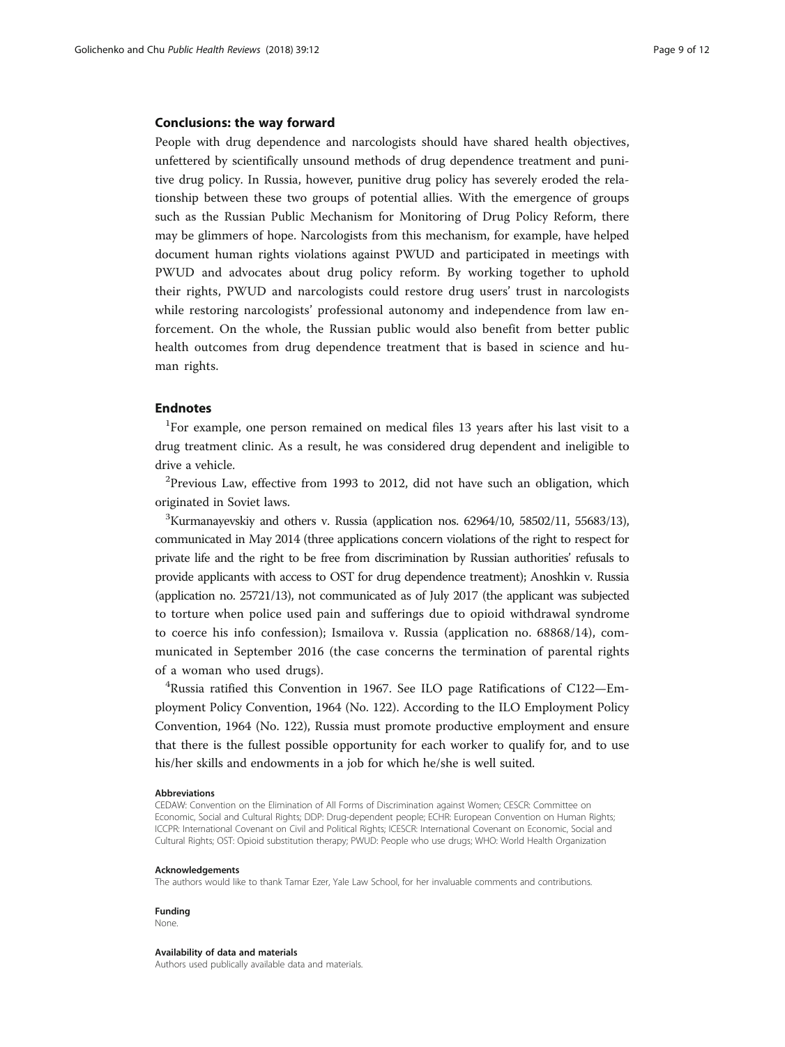## Conclusions: the way forward

People with drug dependence and narcologists should have shared health objectives, unfettered by scientifically unsound methods of drug dependence treatment and punitive drug policy. In Russia, however, punitive drug policy has severely eroded the relationship between these two groups of potential allies. With the emergence of groups such as the Russian Public Mechanism for Monitoring of Drug Policy Reform, there may be glimmers of hope. Narcologists from this mechanism, for example, have helped document human rights violations against PWUD and participated in meetings with PWUD and advocates about drug policy reform. By working together to uphold their rights, PWUD and narcologists could restore drug users' trust in narcologists while restoring narcologists' professional autonomy and independence from law enforcement. On the whole, the Russian public would also benefit from better public health outcomes from drug dependence treatment that is based in science and human rights.

## Endnotes

[1]For example, one person remained on medical files 13 years after his last visit to a drug treatment clinic. As a result, he was considered drug dependent and ineligible to drive a vehicle.

[2]Previous Law, effective from 1993 to 2012, did not have such an obligation, which originated in Soviet laws.

[3]Kurmanayevskiy and others v. Russia (application nos. 62964/10, 58502/11, 55683/13), communicated in May 2014 (three applications concern violations of the right to respect for private life and the right to be free from discrimination by Russian authorities' refusals to provide applicants with access to OST for drug dependence treatment); Anoshkin v. Russia (application no. 25721/13), not communicated as of July 2017 (the applicant was subjected to torture when police used pain and sufferings due to opioid withdrawal syndrome to coerce his info confession); Ismailova v. Russia (application no. 68868/14), communicated in September 2016 (the case concerns the termination of parental rights of a woman who used drugs).

[4]Russia ratified this Convention in 1967. See ILO page Ratifications of C122—Employment Policy Convention, 1964 (No. 122). According to the ILO Employment Policy Convention, 1964 (No. 122), Russia must promote productive employment and ensure that there is the fullest possible opportunity for each worker to qualify for, and to use his/her skills and endowments in a job for which he/she is well suited.

#### Abbreviations

CEDAW: Convention on the Elimination of All Forms of Discrimination against Women; CESCR: Committee on Economic, Social and Cultural Rights; DDP: Drug-dependent people; ECHR: European Convention on Human Rights; ICCPR: International Covenant on Civil and Political Rights; ICESCR: International Covenant on Economic, Social and Cultural Rights; OST: Opioid substitution therapy; PWUD: People who use drugs; WHO: World Health Organization

#### Acknowledgements

The authors would like to thank Tamar Ezer, Yale Law School, for her invaluable comments and contributions.

#### Funding

None.

#### Availability of data and materials

Authors used publically available data and materials.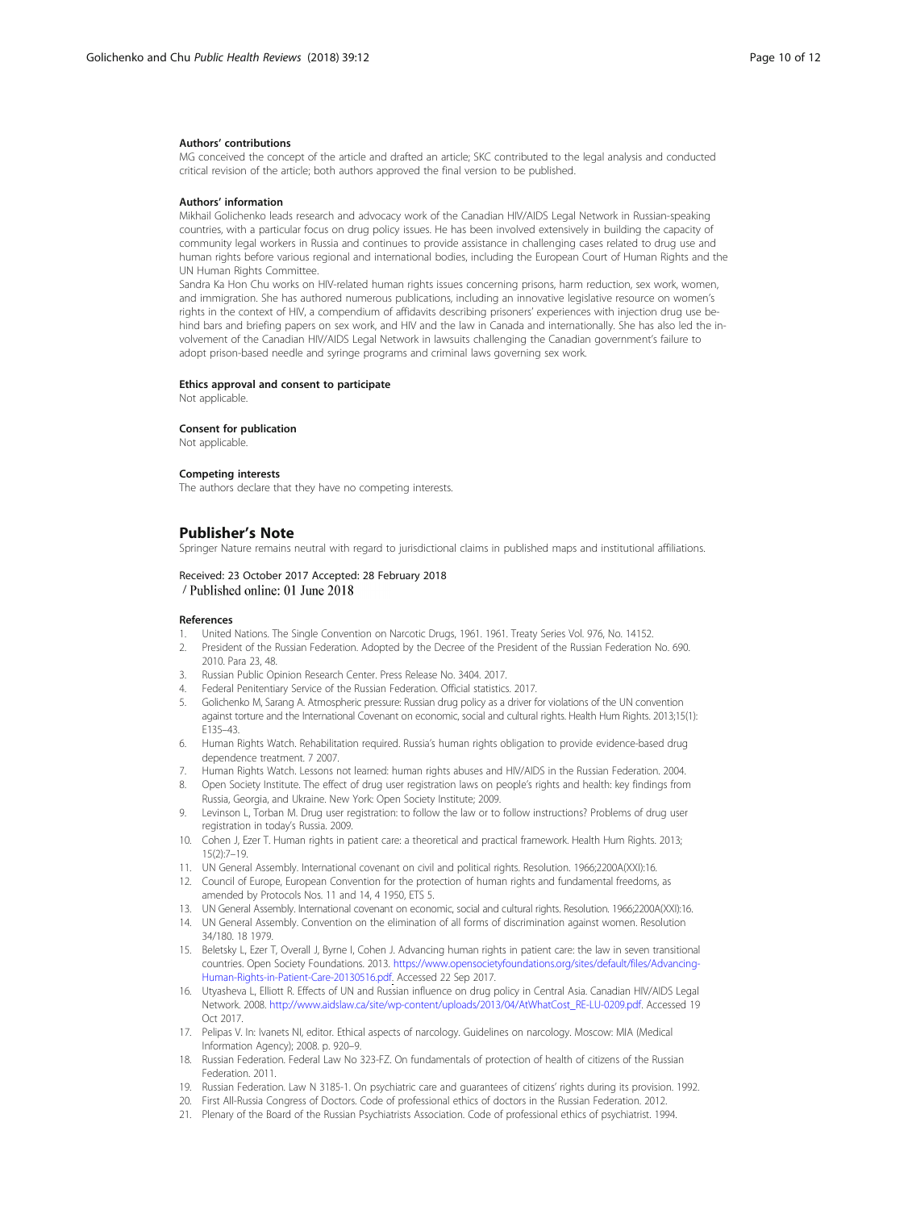#### Authors' contributions

MG conceived the concept of the article and drafted an article; SKC contributed to the legal analysis and conducted critical revision of the article; both authors approved the final version to be published.

#### Authors' information

Mikhail Golichenko leads research and advocacy work of the Canadian HIV/AIDS Legal Network in Russian-speaking countries, with a particular focus on drug policy issues. He has been involved extensively in building the capacity of community legal workers in Russia and continues to provide assistance in challenging cases related to drug use and human rights before various regional and international bodies, including the European Court of Human Rights and the UN Human Rights Committee.

Sandra Ka Hon Chu works on HIV-related human rights issues concerning prisons, harm reduction, sex work, women, and immigration. She has authored numerous publications, including an innovative legislative resource on women's rights in the context of HIV, a compendium of affidavits describing prisoners' experiences with injection drug use behind bars and briefing papers on sex work, and HIV and the law in Canada and internationally. She has also led the involvement of the Canadian HIV/AIDS Legal Network in lawsuits challenging the Canadian government's failure to adopt prison-based needle and syringe programs and criminal laws governing sex work.

#### Ethics approval and consent to participate

Not applicable.

#### Consent for publication

Not applicable.

#### Competing interests

The authors declare that they have no competing interests.

## Publisher's Note

Springer Nature remains neutral with regard to jurisdictional claims in published maps and institutional affiliations.

Received: 23 October 2017 Accepted: 28 February 2018
Published online: 01 June 2018

#### References

1. United Nations. The Single Convention on Narcotic Drugs, 1961. 1961. Treaty Series Vol. 976, No. 14152.
2. President of the Russian Federation. Adopted by the Decree of the President of the Russian Federation No. 690. 2010. Para 23, 48.
3. Russian Public Opinion Research Center. Press Release No. 3404. 2017.
4. Federal Penitentiary Service of the Russian Federation. Official statistics. 2017.
5. Golichenko M, Sarang A. Atmospheric pressure: Russian drug policy as a driver for violations of the UN convention against torture and the International Covenant on economic, social and cultural rights. Health Hum Rights. 2013;15(1): E135–43.
6. Human Rights Watch. Rehabilitation required. Russia's human rights obligation to provide evidence-based drug dependence treatment. 7 2007.
7. Human Rights Watch. Lessons not learned: human rights abuses and HIV/AIDS in the Russian Federation. 2004.
8. Open Society Institute. The effect of drug user registration laws on people's rights and health: key findings from Russia, Georgia, and Ukraine. New York: Open Society Institute; 2009.
9. Levinson L, Torban M. Drug user registration: to follow the law or to follow instructions? Problems of drug user registration in today's Russia. 2009.
10. Cohen J, Ezer T. Human rights in patient care: a theoretical and practical framework. Health Hum Rights. 2013; 15(2):7–19.
11. UN General Assembly. International covenant on civil and political rights. Resolution. 1966;2200A(XXI):16.
12. Council of Europe, European Convention for the protection of human rights and fundamental freedoms, as amended by Protocols Nos. 11 and 14, 4 1950, ETS 5.
13. UN General Assembly. International covenant on economic, social and cultural rights. Resolution. 1966;2200A(XXI):16.
14. UN General Assembly. Convention on the elimination of all forms of discrimination against women. Resolution 34/180. 18 1979.
15. Beletsky L, Ezer T, Overall J, Byrne I, Cohen J. Advancing human rights in patient care: the law in seven transitional countries. Open Society Foundations. 2013. https://www.opensocietyfoundations.org/sites/default/files/Advancing-Human-Rights-in-Patient-Care-20130516.pdf. Accessed 22 Sep 2017.
16. Utyasheva L, Elliott R. Effects of UN and Russian influence on drug policy in Central Asia. Canadian HIV/AIDS Legal Network. 2008. http://www.aidslaw.ca/site/wp-content/uploads/2013/04/AtWhatCost_RE-LU-0209.pdf. Accessed 19 Oct 2017.
17. Pelipas V. In: Ivanets NI, editor. Ethical aspects of narcology. Guidelines on narcology. Moscow: MIA (Medical Information Agency); 2008. p. 920–9.
18. Russian Federation. Federal Law No 323-FZ. On fundamentals of protection of health of citizens of the Russian Federation. 2011.
19. Russian Federation. Law N 3185-1. On psychiatric care and guarantees of citizens' rights during its provision. 1992.
20. First All-Russia Congress of Doctors. Code of professional ethics of doctors in the Russian Federation. 2012.
21. Plenary of the Board of the Russian Psychiatrists Association. Code of professional ethics of psychiatrist. 1994.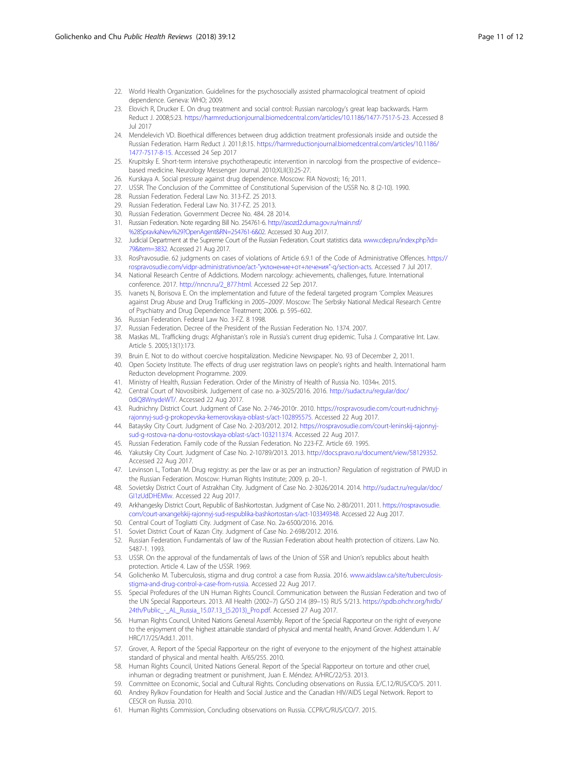22. World Health Organization. Guidelines for the psychosocially assisted pharmacological treatment of opioid dependence. Geneva: WHO; 2009.
23. Elovich R, Drucker E. On drug treatment and social control: Russian narcology's great leap backwards. Harm Reduct J. 2008;5:23. https://harmreductionjournal.biomedcentral.com/articles/10.1186/1477-7517-5-23. Accessed 8 Jul 2017.
24. Mendelevich VD. Bioethical differences between drug addiction treatment professionals inside and outside the Russian Federation. Harm Reduct J. 2011;8:15. https://harmreductionjournal.biomedcentral.com/articles/10.1186/1477-7517-8-15. Accessed 24 Sep 2017.
25. Krupitsky E. Short-term intensive psychotherapeutic intervention in narcologi from the prospective of evidence–based medicine. Neurology Messenger Journal. 2010;XLII(3):25-27.
26. Kurskaya A. Social pressure against drug dependence. Moscow: RIA Novosti; 16; 2011.
27. USSR. The Conclusion of the Committee of Constitutional Supervision of the USSR No. 8 (2-10). 1990.
28. Russian Federation. Federal Law No. 313-FZ. 25 2013.
29. Russian Federation. Federal Law No. 317-FZ. 25 2013.
30. Russian Federation. Government Decree No. 484. 28 2014.
31. Russian Federation. Note regarding Bill No. 254761-6. http://asozd2.duma.gov.ru/main.nsf/%28SpravkaNew%29?OpenAgent&RN=254761-6&02. Accessed 30 Aug 2017.
32. Judicial Department at the Supreme Court of the Russian Federation. Court statistics data. www.cdep.ru/index.php?id=79&item=3832. Accessed 21 Aug 2017.
33. RosPravosudie. 62 judgments on cases of violations of Article 6.9.1 of the Code of Administrative Offences. https://rospravosudie.com/vidpr-administrativnoe/act-"уклонение+от+лечения"-q/section-acts. Accessed 7 Jul 2017.
34. National Research Centre of Addictions. Modern narcology: achievements, challenges, future. International conference. 2017. http://nncn.ru/2_877.html. Accessed 22 Sep 2017.
35. Ivanets N, Borisova E. On the implementation and future of the federal targeted program 'Complex Measures against Drug Abuse and Drug Trafficking in 2005–2009'. Moscow: The Serbsky National Medical Research Centre of Psychiatry and Drug Dependence Treatment; 2006. p. 595–602.
36. Russian Federation. Federal Law No. 3-FZ. 8 1998.
37. Russian Federation. Decree of the President of the Russian Federation No. 1374. 2007.
38. Maskas ML. Trafficking drugs: Afghanistan's role in Russia's current drug epidemic. Tulsa J. Comparative Int. Law. Article 5. 2005;13(1):173.
39. Bruin E. Not to do without coercive hospitalization. Medicine Newspaper. No. 93 of December 2, 2011.
40. Open Society Institute. The effects of drug user registration laws on people's rights and health. International harm Reducton development Programme. 2009.
41. Ministry of Health, Russian Federation. Order of the Ministry of Health of Russia No. 1034н. 2015.
42. Central Court of Novosibirsk. Judgement of case no. a-3025/2016. 2016. http://sudact.ru/regular/doc/0diQ8WnydeWT/. Accessed 22 Aug 2017.
43. Rudnichny District Court. Judgment of Case No. 2-746-2010г. 2010. https://rospravosudie.com/court-rudnichnyj-rajonnyj-sud-g-prokopevska-kemerovskaya-oblast-s/act-102895575. Accessed 22 Aug 2017.
44. Bataysky City Court. Judgment of Case No. 2-203/2012. 2012. https://rospravosudie.com/court-leninskij-rajonnyj-sud-g-rostova-na-donu-rostovskaya-oblast-s/act-103211374. Accessed 22 Aug 2017.
45. Russian Federation. Family code of the Russian Federation. No 223-FZ. Article 69. 1995.
46. Yakutsky City Court. Judgment of Case No. 2-10789/2013. 2013. http://docs.pravo.ru/document/view/58129352. Accessed 22 Aug 2017.
47. Levinson L, Torban M. Drug registry: as per the law or as per an instruction? Regulation of registration of PWUD in the Russian Federation. Moscow: Human Rights Institute; 2009. p. 20–1.
48. Sovietsky District Court of Astrakhan City. Judgment of Case No. 2-3026/2014. 2014. http://sudact.ru/regular/doc/Gl1zUdDHEMlw. Accessed 22 Aug 2017.
49. Arkhangesky District Court, Republic of Bashkortostan. Judgment of Case No. 2-80/2011. 2011. https://rospravosudie.com/court-arxangelskij-rajonnyj-sud-respublika-bashkortostan-s/act-103349348. Accessed 22 Aug 2017.
50. Central Court of Togliatti City. Judgment of Case. No. 2a-6500/2016. 2016.
51. Soviet District Court of Kazan City. Judgment of Case No. 2-698/2012. 2016.
52. Russian Federation. Fundamentals of law of the Russian Federation about health protection of citizens. Law No. 5487-1. 1993.
53. USSR. On the approval of the fundamentals of laws of the Union of SSR and Union's republics about health protection. Article 4. Law of the USSR. 1969.
54. Golichenko M. Tuberculosis, stigma and drug control: a case from Russia. 2016. www.aidslaw.ca/site/tuberculosis-stigma-and-drug-control-a-case-from-russia. Accessed 22 Aug 2017.
55. Special Profedures of the UN Human Rights Council. Communication between the Russian Federation and two of the UN Special Rapporteurs. 2013. All Health (2002–7) G/SO 214 (89–15) RUS 5/213. https://spdb.ohchr.org/hrdb/24th/Public_-_AL_Russia_15.07.13_(5.2013)_Pro.pdf. Accessed 27 Aug 2017.
56. Human Rights Council, United Nations General Assembly. Report of the Special Rapporteur on the right of everyone to the enjoyment of the highest attainable standard of physical and mental health, Anand Grover. Addendum 1. A/HRC/17/25/Add.1. 2011.
57. Grover, A. Report of the Special Rapporteur on the right of everyone to the enjoyment of the highest attainable standard of physical and mental health. A/65/255. 2010.
58. Human Rights Council, United Nations General. Report of the Special Rapporteur on torture and other cruel, inhuman or degrading treatment or punishment, Juan E. Méndez. A/HRC/22/53. 2013.
59. Committee on Economic, Social and Cultural Rights. Concluding observations on Russia. E/C.12/RUS/CO/5. 2011.
60. Andrey Rylkov Foundation for Health and Social Justice and the Canadian HIV/AIDS Legal Network. Report to CESCR on Russia. 2010.
61. Human Rights Commission, Concluding observations on Russia. CCPR/C/RUS/CO/7. 2015.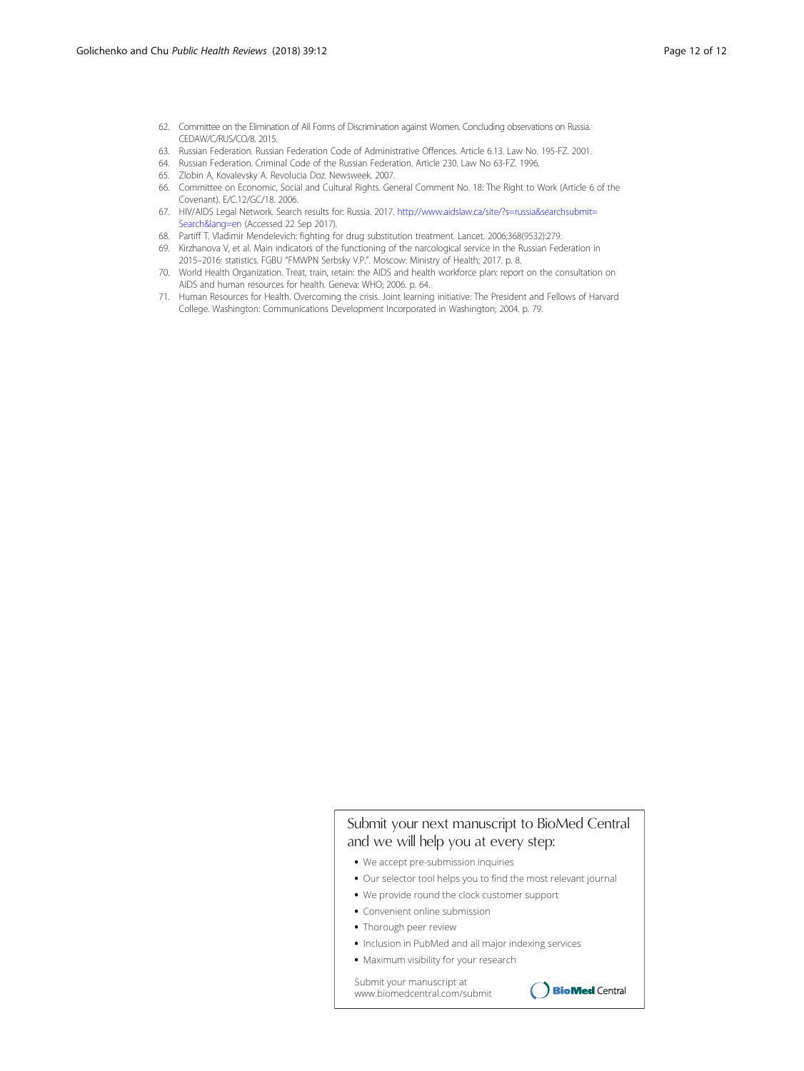62. Committee on the Elimination of All Forms of Discrimination against Women. Concluding observations on Russia. CEDAW/C/RUS/CO/8. 2015.
63. Russian Federation. Russian Federation Code of Administrative Offences. Article 6.13. Law No. 195-FZ. 2001.
64. Russian Federation. Criminal Code of the Russian Federation. Article 230. Law No 63-FZ. 1996.
65. Zlobin A, Kovalevsky A. Revolucia Doz. Newsweek. 2007.
66. Committee on Economic, Social and Cultural Rights. General Comment No. 18: The Right to Work (Article 6 of the Covenant). E/C.12/GC/18. 2006.
67. HIV/AIDS Legal Network. Search results for: Russia. 2017. http://www.aidslaw.ca/site/?s=russia&searchsubmit=Search&lang=en (Accessed 22 Sep 2017).
68. Partiff T. Vladimir Mendelevich: fighting for drug substitution treatment. Lancet. 2006;368(9532):279.
69. Kirzhanova V, et al. Main indicators of the functioning of the narcological service in the Russian Federation in 2015–2016: statistics. FGBU "FMWPN Serbsky V.P.". Moscow: Ministry of Health; 2017. p. 8.
70. World Health Organization. Treat, train, retain: the AIDS and health workforce plan: report on the consultation on AIDS and human resources for health. Geneva: WHO; 2006. p. 64.
71. Human Resources for Health. Overcoming the crisis. Joint learning initiative: The President and Fellows of Harvard College. Washington: Communications Development Incorporated in Washington; 2004. p. 79.

Submit your next manuscript to BioMed Central and we will help you at every step:

- We accept pre-submission inquiries
- Our selector tool helps you to find the most relevant journal
- We provide round the clock customer support
- Convenient online submission
- Thorough peer review
- Inclusion in PubMed and all major indexing services
- Maximum visibility for your research

Submit your manuscript at www.biomedcentral.com/submit

BioMed Central